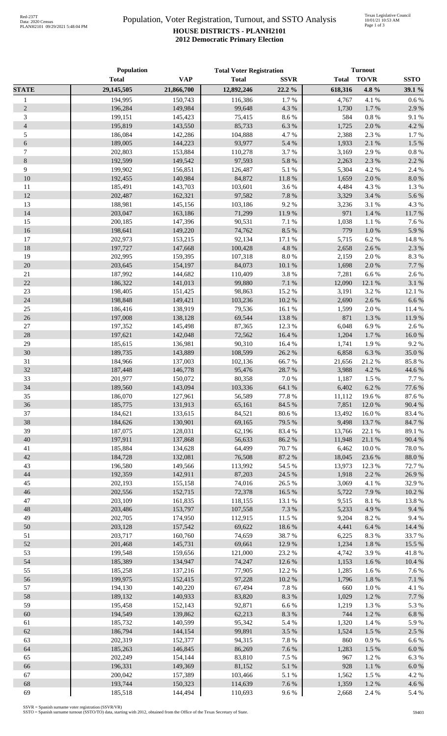# Population, Voter Registration, Turnout, and SSTO Analysis

## HOUSE DISTRICTS - PLANH2101

### 2012 Democratic Primary Election

| | Population | | Total Voter Registration | | Turnout | | |
|---|---|---|---|---|---|---|---|
| | Total | VAP | Total | SSVR | Total | TO/VR | SSTO |
| **STATE** | **29,145,505** | **21,866,700** | **12,892,246** | **22.2 %** | **618,316** | **4.8 %** | **39.1 %** |
| 1 | 194,995 | 150,743 | 116,386 | 1.7 % | 4,767 | 4.1 % | 0.6 % |
| 2 | 196,284 | 149,984 | 99,648 | 4.3 % | 1,730 | 1.7 % | 2.9 % |
| 3 | 199,151 | 145,423 | 75,415 | 8.6 % | 584 | 0.8 % | 9.1 % |
| 4 | 195,819 | 143,550 | 85,733 | 6.3 % | 1,725 | 2.0 % | 4.2 % |
| 5 | 186,084 | 142,286 | 104,888 | 4.7 % | 2,388 | 2.3 % | 1.7 % |
| 6 | 189,005 | 144,223 | 93,977 | 5.4 % | 1,933 | 2.1 % | 1.5 % |
| 7 | 202,803 | 153,884 | 110,278 | 3.7 % | 3,169 | 2.9 % | 0.8 % |
| 8 | 192,599 | 149,542 | 97,593 | 5.8 % | 2,263 | 2.3 % | 2.2 % |
| 9 | 199,902 | 156,851 | 126,487 | 5.1 % | 5,304 | 4.2 % | 2.4 % |
| 10 | 192,455 | 140,984 | 84,872 | 11.8 % | 1,659 | 2.0 % | 8.0 % |
| 11 | 185,491 | 143,703 | 103,601 | 3.6 % | 4,484 | 4.3 % | 1.3 % |
| 12 | 202,487 | 162,321 | 97,582 | 7.8 % | 3,329 | 3.4 % | 5.6 % |
| 13 | 188,981 | 145,156 | 103,186 | 9.2 % | 3,236 | 3.1 % | 4.3 % |
| 14 | 203,047 | 163,186 | 71,299 | 11.9 % | 971 | 1.4 % | 11.7 % |
| 15 | 200,185 | 147,396 | 90,531 | 7.1 % | 1,038 | 1.1 % | 7.6 % |
| 16 | 198,641 | 149,220 | 74,762 | 8.5 % | 779 | 1.0 % | 5.9 % |
| 17 | 202,973 | 153,215 | 92,134 | 17.1 % | 5,715 | 6.2 % | 14.8 % |
| 18 | 197,727 | 147,668 | 100,428 | 4.8 % | 2,658 | 2.6 % | 2.3 % |
| 19 | 202,995 | 159,395 | 107,318 | 8.0 % | 2,159 | 2.0 % | 8.3 % |
| 20 | 203,645 | 154,197 | 84,073 | 10.1 % | 1,698 | 2.0 % | 7.7 % |
| 21 | 187,992 | 144,682 | 110,409 | 3.8 % | 7,281 | 6.6 % | 2.6 % |
| 22 | 186,322 | 141,013 | 99,880 | 7.1 % | 12,090 | 12.1 % | 3.1 % |
| 23 | 198,405 | 151,425 | 98,863 | 15.2 % | 3,191 | 3.2 % | 12.1 % |
| 24 | 198,848 | 149,421 | 103,236 | 10.2 % | 2,690 | 2.6 % | 6.6 % |
| 25 | 186,416 | 138,919 | 79,536 | 16.1 % | 1,599 | 2.0 % | 11.4 % |
| 26 | 197,008 | 138,128 | 69,544 | 13.8 % | 871 | 1.3 % | 11.9 % |
| 27 | 197,352 | 145,498 | 87,365 | 12.3 % | 6,048 | 6.9 % | 2.6 % |
| 28 | 197,621 | 142,048 | 72,562 | 16.4 % | 1,204 | 1.7 % | 16.0 % |
| 29 | 185,615 | 136,981 | 90,310 | 16.4 % | 1,741 | 1.9 % | 9.2 % |
| 30 | 189,735 | 143,889 | 108,599 | 26.2 % | 6,858 | 6.3 % | 35.0 % |
| 31 | 184,966 | 137,003 | 102,136 | 66.7 % | 21,656 | 21.2 % | 85.8 % |
| 32 | 187,448 | 146,778 | 95,476 | 28.7 % | 3,988 | 4.2 % | 44.6 % |
| 33 | 201,977 | 150,072 | 80,358 | 7.0 % | 1,187 | 1.5 % | 7.7 % |
| 34 | 189,560 | 143,094 | 103,336 | 64.1 % | 6,402 | 6.2 % | 77.6 % |
| 35 | 186,070 | 127,961 | 56,589 | 77.8 % | 11,112 | 19.6 % | 87.6 % |
| 36 | 185,775 | 131,913 | 65,161 | 84.5 % | 7,851 | 12.0 % | 90.4 % |
| 37 | 184,621 | 133,615 | 84,521 | 80.6 % | 13,492 | 16.0 % | 83.4 % |
| 38 | 184,626 | 130,901 | 69,165 | 79.5 % | 9,498 | 13.7 % | 84.7 % |
| 39 | 187,075 | 128,031 | 62,196 | 83.4 % | 13,766 | 22.1 % | 89.1 % |
| 40 | 197,911 | 137,868 | 56,633 | 86.2 % | 11,948 | 21.1 % | 90.4 % |
| 41 | 185,884 | 134,628 | 64,499 | 70.7 % | 6,462 | 10.0 % | 78.0 % |
| 42 | 184,728 | 132,081 | 76,508 | 87.2 % | 18,045 | 23.6 % | 88.0 % |
| 43 | 196,580 | 149,566 | 113,992 | 54.5 % | 13,973 | 12.3 % | 72.7 % |
| 44 | 192,359 | 142,911 | 87,203 | 24.5 % | 1,918 | 2.2 % | 26.9 % |
| 45 | 202,193 | 155,158 | 74,016 | 26.5 % | 3,069 | 4.1 % | 32.9 % |
| 46 | 202,556 | 152,715 | 72,378 | 16.5 % | 5,722 | 7.9 % | 10.2 % |
| 47 | 203,109 | 161,835 | 118,155 | 13.1 % | 9,515 | 8.1 % | 13.8 % |
| 48 | 203,486 | 153,797 | 107,558 | 7.3 % | 5,233 | 4.9 % | 9.4 % |
| 49 | 202,705 | 174,950 | 112,915 | 11.5 % | 9,204 | 8.2 % | 9.4 % |
| 50 | 203,128 | 157,542 | 69,622 | 18.6 % | 4,441 | 6.4 % | 14.4 % |
| 51 | 203,717 | 160,760 | 74,659 | 38.7 % | 6,225 | 8.3 % | 33.7 % |
| 52 | 201,468 | 145,731 | 69,661 | 12.9 % | 1,234 | 1.8 % | 15.5 % |
| 53 | 199,548 | 159,656 | 121,000 | 23.2 % | 4,742 | 3.9 % | 41.8 % |
| 54 | 185,389 | 134,947 | 74,247 | 12.6 % | 1,153 | 1.6 % | 10.4 % |
| 55 | 185,258 | 137,216 | 77,905 | 12.2 % | 1,285 | 1.6 % | 7.6 % |
| 56 | 199,975 | 152,415 | 97,228 | 10.2 % | 1,796 | 1.8 % | 7.1 % |
| 57 | 194,130 | 140,220 | 67,494 | 7.8 % | 660 | 1.0 % | 4.1 % |
| 58 | 189,132 | 140,933 | 83,820 | 8.3 % | 1,029 | 1.2 % | 7.7 % |
| 59 | 195,458 | 152,143 | 92,871 | 6.6 % | 1,219 | 1.3 % | 5.3 % |
| 60 | 194,549 | 139,862 | 62,213 | 8.3 % | 744 | 1.2 % | 6.8 % |
| 61 | 185,732 | 140,599 | 95,342 | 5.4 % | 1,320 | 1.4 % | 5.9 % |
| 62 | 186,794 | 144,154 | 99,891 | 3.5 % | 1,524 | 1.5 % | 2.5 % |
| 63 | 202,319 | 152,377 | 94,315 | 7.8 % | 860 | 0.9 % | 6.6 % |
| 64 | 185,263 | 146,845 | 86,269 | 7.6 % | 1,283 | 1.5 % | 6.0 % |
| 65 | 202,249 | 154,144 | 83,810 | 7.5 % | 967 | 1.2 % | 6.3 % |
| 66 | 196,331 | 149,369 | 81,152 | 5.1 % | 928 | 1.1 % | 6.0 % |
| 67 | 200,042 | 157,389 | 103,466 | 5.1 % | 1,562 | 1.5 % | 4.2 % |
| 68 | 193,744 | 150,323 | 114,639 | 7.6 % | 1,359 | 1.2 % | 4.6 % |
| 69 | 185,518 | 144,494 | 110,693 | 9.6 % | 2,668 | 2.4 % | 5.4 % |

SSVR = Spanish surname voter registration (SSVR/VR)
SSTO = Spanish surname turnout (SSTO/TO) data, starting with 2012, obtained from the Office of the Texas Secretary of State.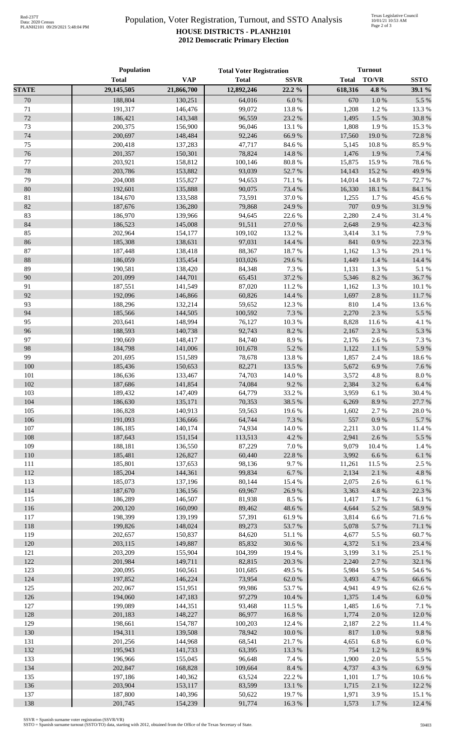# Population, Voter Registration, Turnout, and SSTO Analysis

**HOUSE DISTRICTS - PLANH2101**
**2012 Democratic Primary Election**

| | Population | | Total Voter Registration | | Turnout | | |
|---|---|---|---|---|---|---|---|
| | **Total** | **VAP** | **Total** | **SSVR** | **Total** | **TO/VR** | **SSTO** |
| **STATE** | **29,145,505** | **21,866,700** | **12,892,246** | **22.2 %** | **618,316** | **4.8 %** | **39.1 %** |
| 70 | 188,804 | 130,251 | 64,016 | 6.0 % | 670 | 1.0 % | 5.5 % |
| 71 | 191,317 | 146,476 | 99,072 | 13.8 % | 1,208 | 1.2 % | 13.3 % |
| 72 | 186,421 | 143,348 | 96,559 | 23.2 % | 1,495 | 1.5 % | 30.8 % |
| 73 | 200,375 | 156,900 | 96,046 | 13.1 % | 1,808 | 1.9 % | 15.3 % |
| 74 | 200,697 | 148,484 | 92,246 | 66.9 % | 17,560 | 19.0 % | 72.8 % |
| 75 | 200,418 | 137,283 | 47,717 | 84.6 % | 5,145 | 10.8 % | 85.9 % |
| 76 | 201,357 | 150,301 | 78,824 | 14.8 % | 1,476 | 1.9 % | 7.4 % |
| 77 | 203,921 | 158,812 | 100,146 | 80.8 % | 15,875 | 15.9 % | 78.6 % |
| 78 | 203,786 | 153,882 | 93,039 | 52.7 % | 14,143 | 15.2 % | 49.9 % |
| 79 | 204,008 | 155,827 | 94,653 | 71.1 % | 14,014 | 14.8 % | 72.7 % |
| 80 | 192,601 | 135,888 | 90,075 | 73.4 % | 16,330 | 18.1 % | 84.1 % |
| 81 | 184,670 | 133,588 | 73,591 | 37.0 % | 1,255 | 1.7 % | 45.6 % |
| 82 | 187,676 | 136,280 | 79,868 | 24.9 % | 707 | 0.9 % | 31.9 % |
| 83 | 186,970 | 139,966 | 94,645 | 22.6 % | 2,280 | 2.4 % | 31.4 % |
| 84 | 186,523 | 145,008 | 91,511 | 27.0 % | 2,648 | 2.9 % | 42.3 % |
| 85 | 202,964 | 154,177 | 109,102 | 13.2 % | 3,414 | 3.1 % | 7.9 % |
| 86 | 185,308 | 138,631 | 97,031 | 14.4 % | 841 | 0.9 % | 22.3 % |
| 87 | 187,448 | 138,418 | 88,367 | 18.7 % | 1,162 | 1.3 % | 29.1 % |
| 88 | 186,059 | 135,454 | 103,026 | 29.6 % | 1,449 | 1.4 % | 14.4 % |
| 89 | 190,581 | 138,420 | 84,348 | 7.3 % | 1,131 | 1.3 % | 5.1 % |
| 90 | 201,099 | 144,701 | 65,451 | 37.2 % | 5,346 | 8.2 % | 36.7 % |
| 91 | 187,551 | 141,549 | 87,020 | 11.2 % | 1,162 | 1.3 % | 10.1 % |
| 92 | 192,096 | 146,866 | 60,826 | 14.4 % | 1,697 | 2.8 % | 11.7 % |
| 93 | 188,296 | 132,214 | 59,652 | 12.3 % | 810 | 1.4 % | 13.6 % |
| 94 | 185,566 | 144,505 | 100,592 | 7.3 % | 2,270 | 2.3 % | 5.5 % |
| 95 | 203,641 | 148,994 | 76,127 | 10.3 % | 8,828 | 11.6 % | 4.1 % |
| 96 | 188,593 | 140,738 | 92,743 | 8.2 % | 2,167 | 2.3 % | 5.3 % |
| 97 | 190,669 | 148,417 | 84,740 | 8.9 % | 2,176 | 2.6 % | 7.3 % |
| 98 | 184,798 | 141,006 | 101,678 | 5.2 % | 1,122 | 1.1 % | 5.9 % |
| 99 | 201,695 | 151,589 | 78,678 | 13.8 % | 1,857 | 2.4 % | 18.6 % |
| 100 | 185,436 | 150,653 | 82,271 | 13.5 % | 5,672 | 6.9 % | 7.6 % |
| 101 | 186,636 | 133,467 | 74,703 | 14.0 % | 3,572 | 4.8 % | 8.0 % |
| 102 | 187,686 | 141,854 | 74,084 | 9.2 % | 2,384 | 3.2 % | 6.4 % |
| 103 | 189,432 | 147,409 | 64,779 | 33.2 % | 3,959 | 6.1 % | 30.4 % |
| 104 | 186,630 | 135,171 | 70,353 | 38.5 % | 6,269 | 8.9 % | 27.7 % |
| 105 | 186,828 | 140,913 | 59,563 | 19.6 % | 1,602 | 2.7 % | 28.0 % |
| 106 | 191,093 | 136,666 | 64,744 | 7.3 % | 557 | 0.9 % | 5.7 % |
| 107 | 186,185 | 140,174 | 74,934 | 14.0 % | 2,211 | 3.0 % | 11.4 % |
| 108 | 187,643 | 151,154 | 113,513 | 4.2 % | 2,941 | 2.6 % | 5.5 % |
| 109 | 188,181 | 136,550 | 87,229 | 7.0 % | 9,079 | 10.4 % | 1.4 % |
| 110 | 185,481 | 126,827 | 60,440 | 22.8 % | 3,992 | 6.6 % | 6.1 % |
| 111 | 185,801 | 137,653 | 98,136 | 9.7 % | 11,261 | 11.5 % | 2.5 % |
| 112 | 185,204 | 144,361 | 99,834 | 6.7 % | 2,134 | 2.1 % | 4.8 % |
| 113 | 185,073 | 137,196 | 80,144 | 15.4 % | 2,075 | 2.6 % | 6.1 % |
| 114 | 187,670 | 136,156 | 69,967 | 26.9 % | 3,363 | 4.8 % | 22.3 % |
| 115 | 186,289 | 146,507 | 81,938 | 8.5 % | 1,417 | 1.7 % | 6.1 % |
| 116 | 200,120 | 160,090 | 89,462 | 48.6 % | 4,644 | 5.2 % | 58.9 % |
| 117 | 198,399 | 139,199 | 57,391 | 61.9 % | 3,814 | 6.6 % | 71.6 % |
| 118 | 199,826 | 148,024 | 89,273 | 53.7 % | 5,078 | 5.7 % | 71.1 % |
| 119 | 202,657 | 150,837 | 84,620 | 51.1 % | 4,677 | 5.5 % | 60.7 % |
| 120 | 203,115 | 149,887 | 85,832 | 30.6 % | 4,372 | 5.1 % | 23.4 % |
| 121 | 203,209 | 155,904 | 104,399 | 19.4 % | 3,199 | 3.1 % | 25.1 % |
| 122 | 201,984 | 149,711 | 82,815 | 20.3 % | 2,240 | 2.7 % | 32.1 % |
| 123 | 200,095 | 160,561 | 101,685 | 49.5 % | 5,984 | 5.9 % | 54.6 % |
| 124 | 197,852 | 146,224 | 73,954 | 62.0 % | 3,493 | 4.7 % | 66.6 % |
| 125 | 202,067 | 151,951 | 99,986 | 53.7 % | 4,941 | 4.9 % | 62.6 % |
| 126 | 194,060 | 147,183 | 97,279 | 10.4 % | 1,375 | 1.4 % | 6.0 % |
| 127 | 199,089 | 144,351 | 93,468 | 11.5 % | 1,485 | 1.6 % | 7.1 % |
| 128 | 201,183 | 148,227 | 86,977 | 16.8 % | 1,774 | 2.0 % | 12.0 % |
| 129 | 198,661 | 154,787 | 100,203 | 12.4 % | 2,187 | 2.2 % | 11.4 % |
| 130 | 194,311 | 139,508 | 78,942 | 10.0 % | 817 | 1.0 % | 9.8 % |
| 131 | 201,256 | 144,968 | 68,541 | 21.7 % | 4,651 | 6.8 % | 6.0 % |
| 132 | 195,943 | 141,733 | 63,395 | 13.3 % | 754 | 1.2 % | 8.9 % |
| 133 | 196,966 | 155,045 | 96,648 | 7.4 % | 1,900 | 2.0 % | 5.5 % |
| 134 | 202,847 | 168,828 | 109,664 | 8.4 % | 4,737 | 4.3 % | 6.9 % |
| 135 | 197,186 | 140,362 | 63,524 | 22.2 % | 1,101 | 1.7 % | 10.6 % |
| 136 | 203,904 | 153,117 | 83,599 | 13.1 % | 1,715 | 2.1 % | 12.2 % |
| 137 | 187,800 | 140,396 | 50,622 | 19.7 % | 1,971 | 3.9 % | 15.1 % |
| 138 | 201,745 | 154,239 | 91,774 | 16.3 % | 1,573 | 1.7 % | 12.4 % |

SSVR = Spanish surname voter registration (SSVR/VR)
SSTO = Spanish surname turnout (SSTO/TO) data, starting with 2012, obtained from the Office of the Texas Secretary of State.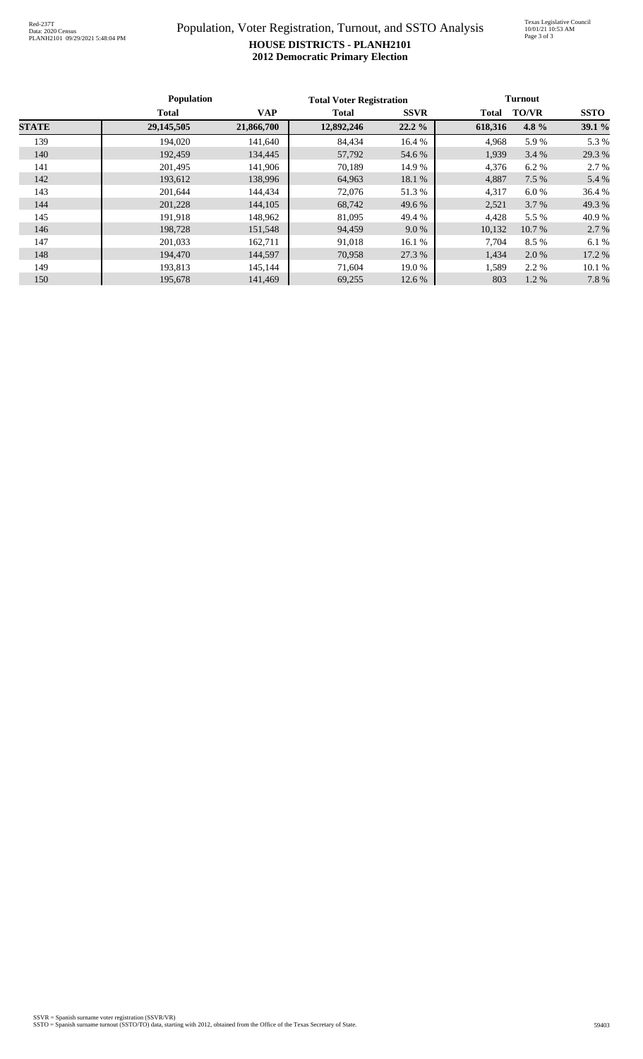# Population, Voter Registration, Turnout, and SSTO Analysis

## HOUSE DISTRICTS - PLANH2101

## 2012 Democratic Primary Election

| | Population | | Total Voter Registration | | Turnout | | |
|---|---|---|---|---|---|---|---|
| | **Total** | **VAP** | **Total** | **SSVR** | **Total** | **TO/VR** | **SSTO** |
| **STATE** | **29,145,505** | **21,866,700** | **12,892,246** | **22.2 %** | **618,316** | **4.8 %** | **39.1 %** |
| 139 | 194,020 | 141,640 | 84,434 | 16.4 % | 4,968 | 5.9 % | 5.3 % |
| 140 | 192,459 | 134,445 | 57,792 | 54.6 % | 1,939 | 3.4 % | 29.3 % |
| 141 | 201,495 | 141,906 | 70,189 | 14.9 % | 4,376 | 6.2 % | 2.7 % |
| 142 | 193,612 | 138,996 | 64,963 | 18.1 % | 4,887 | 7.5 % | 5.4 % |
| 143 | 201,644 | 144,434 | 72,076 | 51.3 % | 4,317 | 6.0 % | 36.4 % |
| 144 | 201,228 | 144,105 | 68,742 | 49.6 % | 2,521 | 3.7 % | 49.3 % |
| 145 | 191,918 | 148,962 | 81,095 | 49.4 % | 4,428 | 5.5 % | 40.9 % |
| 146 | 198,728 | 151,548 | 94,459 | 9.0 % | 10,132 | 10.7 % | 2.7 % |
| 147 | 201,033 | 162,711 | 91,018 | 16.1 % | 7,704 | 8.5 % | 6.1 % |
| 148 | 194,470 | 144,597 | 70,958 | 27.3 % | 1,434 | 2.0 % | 17.2 % |
| 149 | 193,813 | 145,144 | 71,604 | 19.0 % | 1,589 | 2.2 % | 10.1 % |
| 150 | 195,678 | 141,469 | 69,255 | 12.6 % | 803 | 1.2 % | 7.8 % |

SSVR = Spanish surname voter registration (SSVR/VR)
SSTO = Spanish surname turnout (SSTO/TO) data, starting with 2012, obtained from the Office of the Texas Secretary of State.